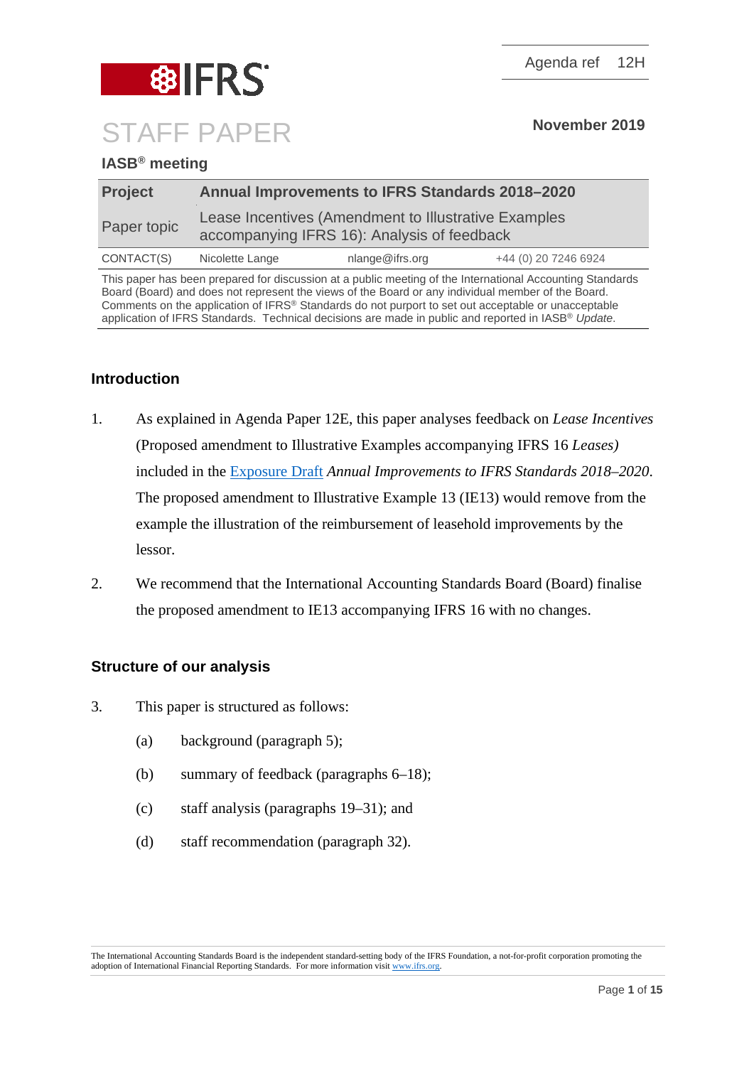Agenda ref 12H

# STAFF PAPER

**November 2019**

**IASB® meeting**

| **Project** | **Annual Improvements to IFRS Standards 2018–2020** | | |
|---|---|---|---|
| Paper topic | Lease Incentives (Amendment to Illustrative Examples accompanying IFRS 16): Analysis of feedback | | |
| CONTACT(S) | Nicolette Lange | nlange@ifrs.org | +44 (0) 20 7246 6924 |

This paper has been prepared for discussion at a public meeting of the International Accounting Standards Board (Board) and does not represent the views of the Board or any individual member of the Board. Comments on the application of IFRS® Standards do not purport to set out acceptable or unacceptable application of IFRS Standards. Technical decisions are made in public and reported in IASB® *Update*.

## Introduction

1. As explained in Agenda Paper 12E, this paper analyses feedback on *Lease Incentives* (Proposed amendment to Illustrative Examples accompanying IFRS 16 *Leases)* included in the Exposure Draft *Annual Improvements to IFRS Standards 2018–2020*. The proposed amendment to Illustrative Example 13 (IE13) would remove from the example the illustration of the reimbursement of leasehold improvements by the lessor.

2. We recommend that the International Accounting Standards Board (Board) finalise the proposed amendment to IE13 accompanying IFRS 16 with no changes.

## Structure of our analysis

3. This paper is structured as follows:
   (a) background (paragraph 5);
   (b) summary of feedback (paragraphs 6–18);
   (c) staff analysis (paragraphs 19–31); and
   (d) staff recommendation (paragraph 32).

The International Accounting Standards Board is the independent standard-setting body of the IFRS Foundation, a not-for-profit corporation promoting the adoption of International Financial Reporting Standards. For more information visit www.ifrs.org.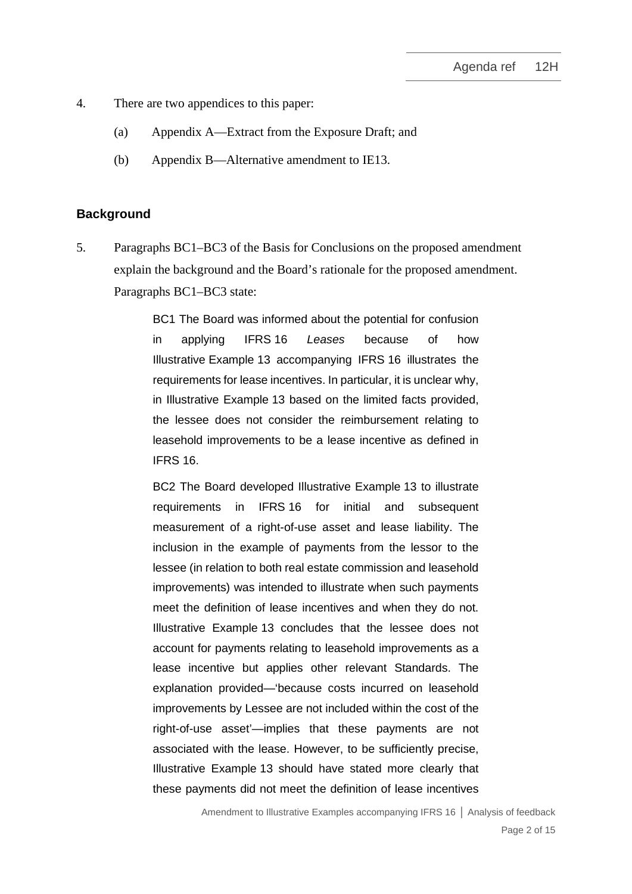4. There are two appendices to this paper:

   (a) Appendix A—Extract from the Exposure Draft; and

   (b) Appendix B—Alternative amendment to IE13.

## Background

5. Paragraphs BC1–BC3 of the Basis for Conclusions on the proposed amendment explain the background and the Board's rationale for the proposed amendment. Paragraphs BC1–BC3 state:

> BC1 The Board was informed about the potential for confusion in applying IFRS 16 *Leases* because of how Illustrative Example 13 accompanying IFRS 16 illustrates the requirements for lease incentives. In particular, it is unclear why, in Illustrative Example 13 based on the limited facts provided, the lessee does not consider the reimbursement relating to leasehold improvements to be a lease incentive as defined in IFRS 16.
>
> BC2 The Board developed Illustrative Example 13 to illustrate requirements in IFRS 16 for initial and subsequent measurement of a right-of-use asset and lease liability. The inclusion in the example of payments from the lessor to the lessee (in relation to both real estate commission and leasehold improvements) was intended to illustrate when such payments meet the definition of lease incentives and when they do not. Illustrative Example 13 concludes that the lessee does not account for payments relating to leasehold improvements as a lease incentive but applies other relevant Standards. The explanation provided—'because costs incurred on leasehold improvements by Lessee are not included within the cost of the right-of-use asset'—implies that these payments are not associated with the lease. However, to be sufficiently precise, Illustrative Example 13 should have stated more clearly that these payments did not meet the definition of lease incentives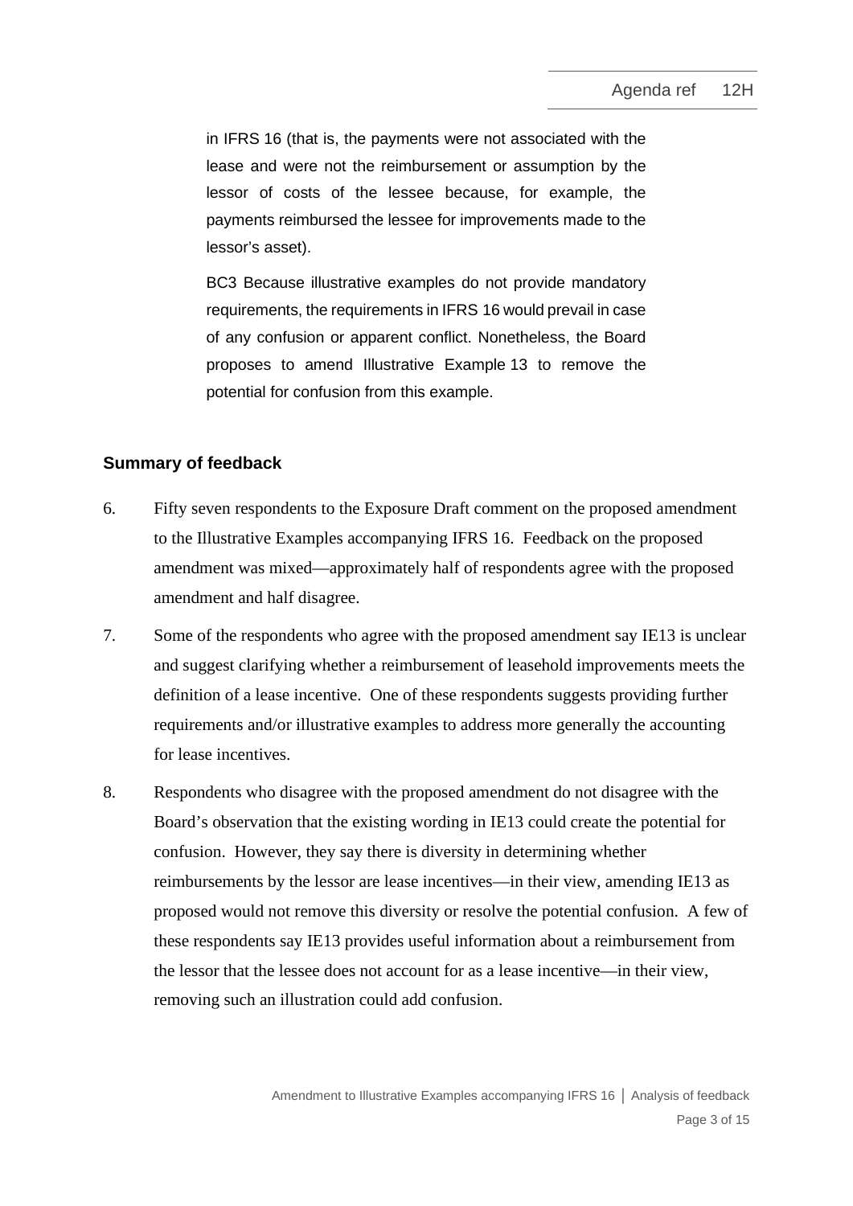> in IFRS 16 (that is, the payments were not associated with the lease and were not the reimbursement or assumption by the lessor of costs of the lessee because, for example, the payments reimbursed the lessee for improvements made to the lessor's asset).
>
> BC3 Because illustrative examples do not provide mandatory requirements, the requirements in IFRS 16 would prevail in case of any confusion or apparent conflict. Nonetheless, the Board proposes to amend Illustrative Example 13 to remove the potential for confusion from this example.

## Summary of feedback

6. Fifty seven respondents to the Exposure Draft comment on the proposed amendment to the Illustrative Examples accompanying IFRS 16. Feedback on the proposed amendment was mixed—approximately half of respondents agree with the proposed amendment and half disagree.

7. Some of the respondents who agree with the proposed amendment say IE13 is unclear and suggest clarifying whether a reimbursement of leasehold improvements meets the definition of a lease incentive. One of these respondents suggests providing further requirements and/or illustrative examples to address more generally the accounting for lease incentives.

8. Respondents who disagree with the proposed amendment do not disagree with the Board's observation that the existing wording in IE13 could create the potential for confusion. However, they say there is diversity in determining whether reimbursements by the lessor are lease incentives—in their view, amending IE13 as proposed would not remove this diversity or resolve the potential confusion. A few of these respondents say IE13 provides useful information about a reimbursement from the lessor that the lessee does not account for as a lease incentive—in their view, removing such an illustration could add confusion.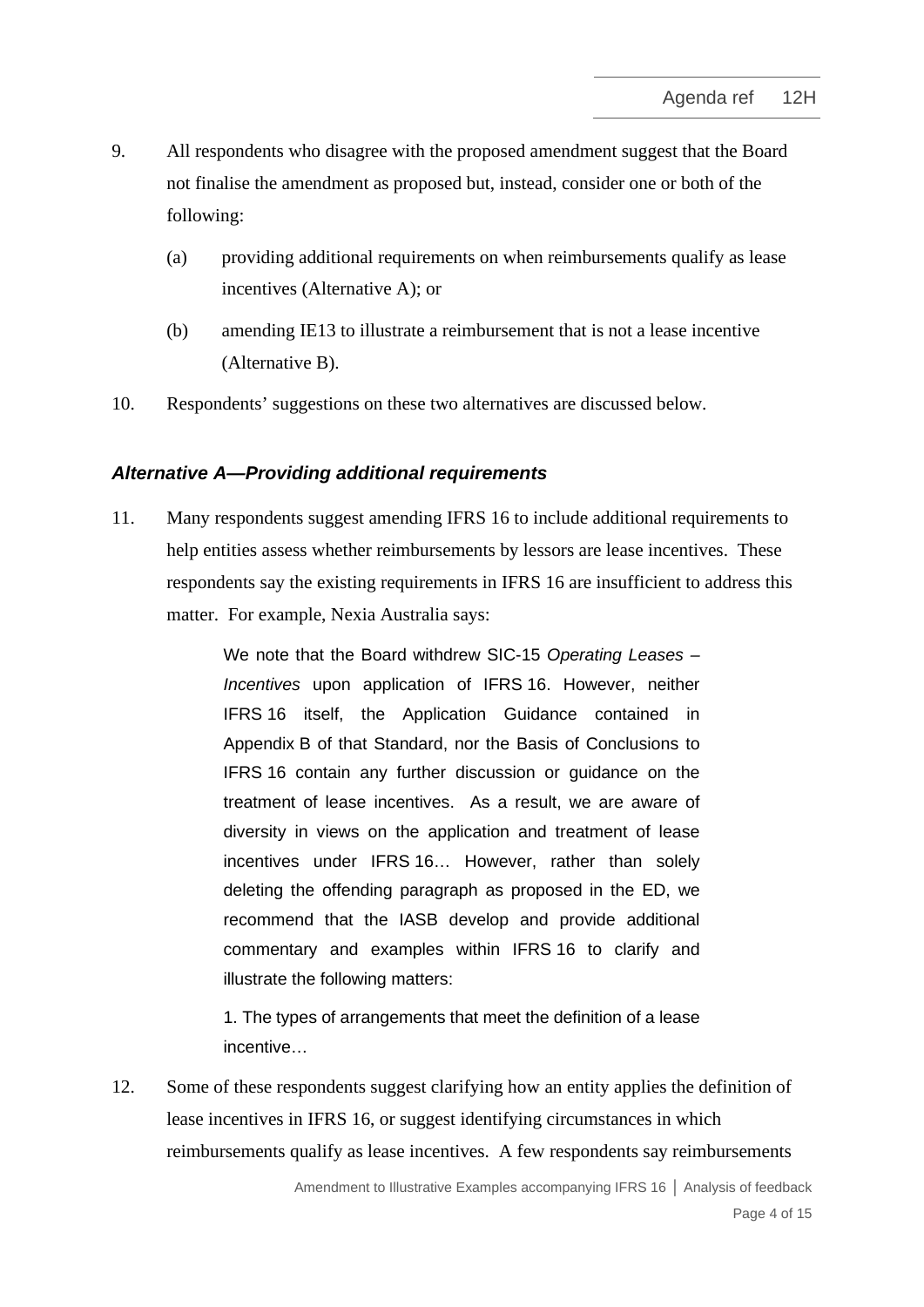9. All respondents who disagree with the proposed amendment suggest that the Board not finalise the amendment as proposed but, instead, consider one or both of the following:

   (a) providing additional requirements on when reimbursements qualify as lease incentives (Alternative A); or

   (b) amending IE13 to illustrate a reimbursement that is not a lease incentive (Alternative B).

10. Respondents' suggestions on these two alternatives are discussed below.

### *Alternative A—Providing additional requirements*

11. Many respondents suggest amending IFRS 16 to include additional requirements to help entities assess whether reimbursements by lessors are lease incentives. These respondents say the existing requirements in IFRS 16 are insufficient to address this matter. For example, Nexia Australia says:

> We note that the Board withdrew SIC-15 *Operating Leases – Incentives* upon application of IFRS 16. However, neither IFRS 16 itself, the Application Guidance contained in Appendix B of that Standard, nor the Basis of Conclusions to IFRS 16 contain any further discussion or guidance on the treatment of lease incentives. As a result, we are aware of diversity in views on the application and treatment of lease incentives under IFRS 16… However, rather than solely deleting the offending paragraph as proposed in the ED, we recommend that the IASB develop and provide additional commentary and examples within IFRS 16 to clarify and illustrate the following matters:
>
> 1. The types of arrangements that meet the definition of a lease incentive…

12. Some of these respondents suggest clarifying how an entity applies the definition of lease incentives in IFRS 16, or suggest identifying circumstances in which reimbursements qualify as lease incentives. A few respondents say reimbursements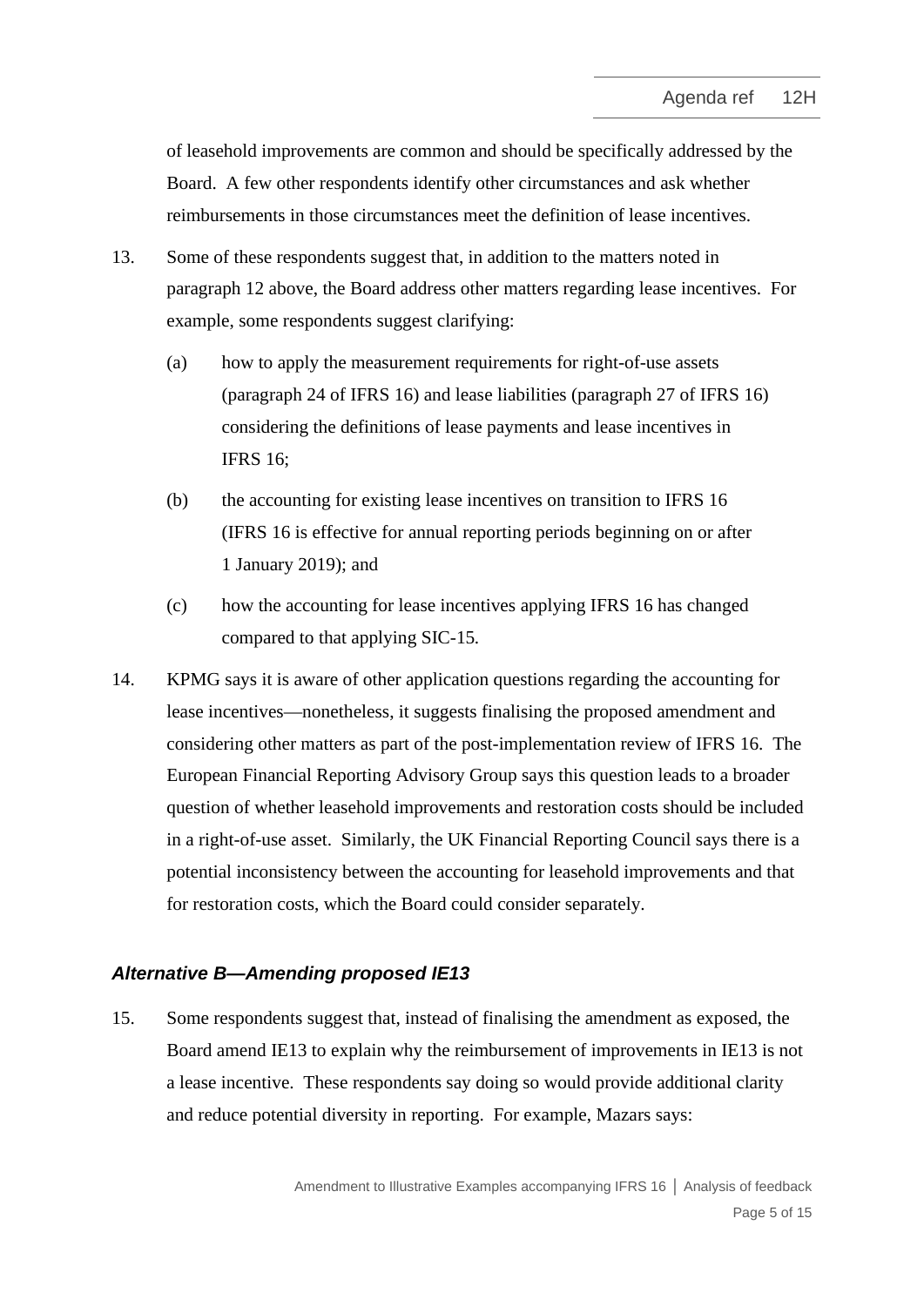of leasehold improvements are common and should be specifically addressed by the Board. A few other respondents identify other circumstances and ask whether reimbursements in those circumstances meet the definition of lease incentives.

13. Some of these respondents suggest that, in addition to the matters noted in paragraph 12 above, the Board address other matters regarding lease incentives. For example, some respondents suggest clarifying:

    (a) how to apply the measurement requirements for right-of-use assets (paragraph 24 of IFRS 16) and lease liabilities (paragraph 27 of IFRS 16) considering the definitions of lease payments and lease incentives in IFRS 16;

    (b) the accounting for existing lease incentives on transition to IFRS 16 (IFRS 16 is effective for annual reporting periods beginning on or after 1 January 2019); and

    (c) how the accounting for lease incentives applying IFRS 16 has changed compared to that applying SIC-15.

14. KPMG says it is aware of other application questions regarding the accounting for lease incentives—nonetheless, it suggests finalising the proposed amendment and considering other matters as part of the post-implementation review of IFRS 16. The European Financial Reporting Advisory Group says this question leads to a broader question of whether leasehold improvements and restoration costs should be included in a right-of-use asset. Similarly, the UK Financial Reporting Council says there is a potential inconsistency between the accounting for leasehold improvements and that for restoration costs, which the Board could consider separately.

### *Alternative B—Amending proposed IE13*

15. Some respondents suggest that, instead of finalising the amendment as exposed, the Board amend IE13 to explain why the reimbursement of improvements in IE13 is not a lease incentive. These respondents say doing so would provide additional clarity and reduce potential diversity in reporting. For example, Mazars says: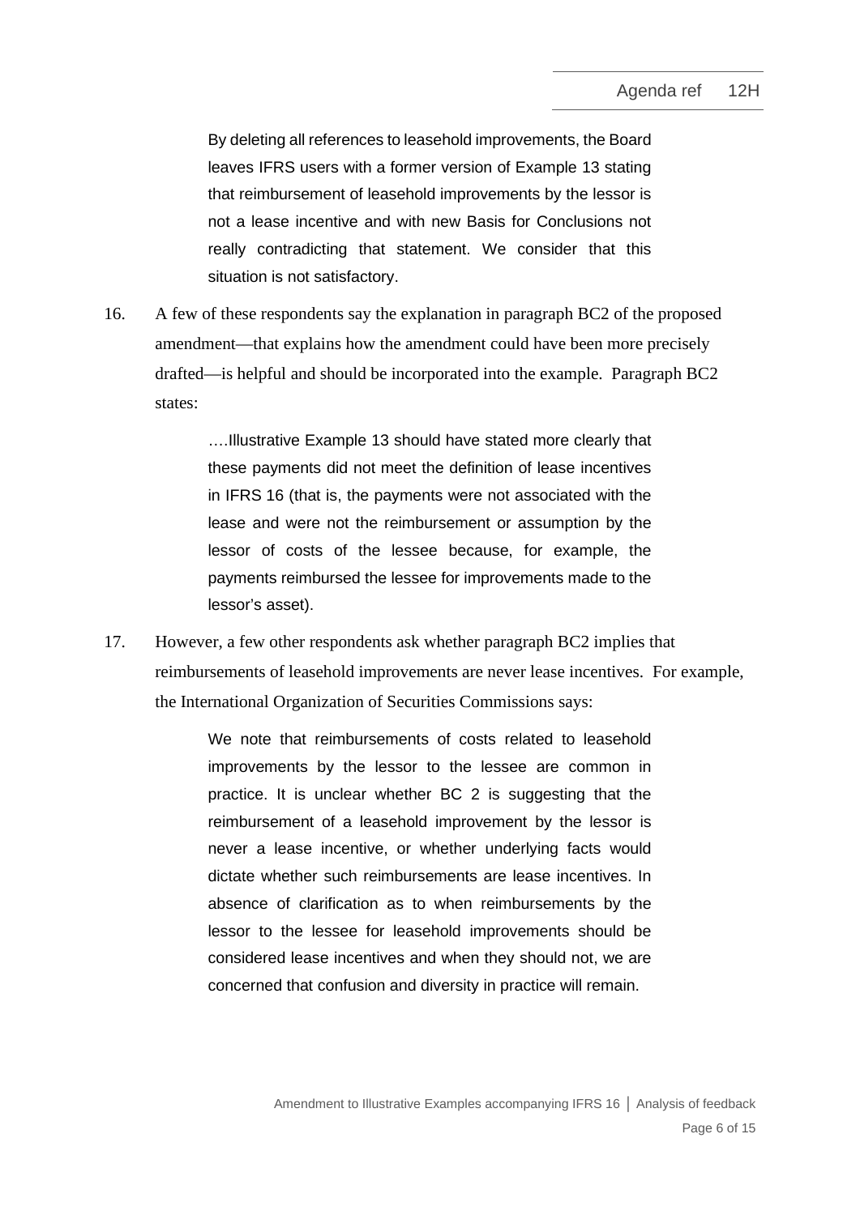> By deleting all references to leasehold improvements, the Board leaves IFRS users with a former version of Example 13 stating that reimbursement of leasehold improvements by the lessor is not a lease incentive and with new Basis for Conclusions not really contradicting that statement. We consider that this situation is not satisfactory.

16. A few of these respondents say the explanation in paragraph BC2 of the proposed amendment—that explains how the amendment could have been more precisely drafted—is helpful and should be incorporated into the example. Paragraph BC2 states:

> ….Illustrative Example 13 should have stated more clearly that these payments did not meet the definition of lease incentives in IFRS 16 (that is, the payments were not associated with the lease and were not the reimbursement or assumption by the lessor of costs of the lessee because, for example, the payments reimbursed the lessee for improvements made to the lessor's asset).

17. However, a few other respondents ask whether paragraph BC2 implies that reimbursements of leasehold improvements are never lease incentives. For example, the International Organization of Securities Commissions says:

> We note that reimbursements of costs related to leasehold improvements by the lessor to the lessee are common in practice. It is unclear whether BC 2 is suggesting that the reimbursement of a leasehold improvement by the lessor is never a lease incentive, or whether underlying facts would dictate whether such reimbursements are lease incentives. In absence of clarification as to when reimbursements by the lessor to the lessee for leasehold improvements should be considered lease incentives and when they should not, we are concerned that confusion and diversity in practice will remain.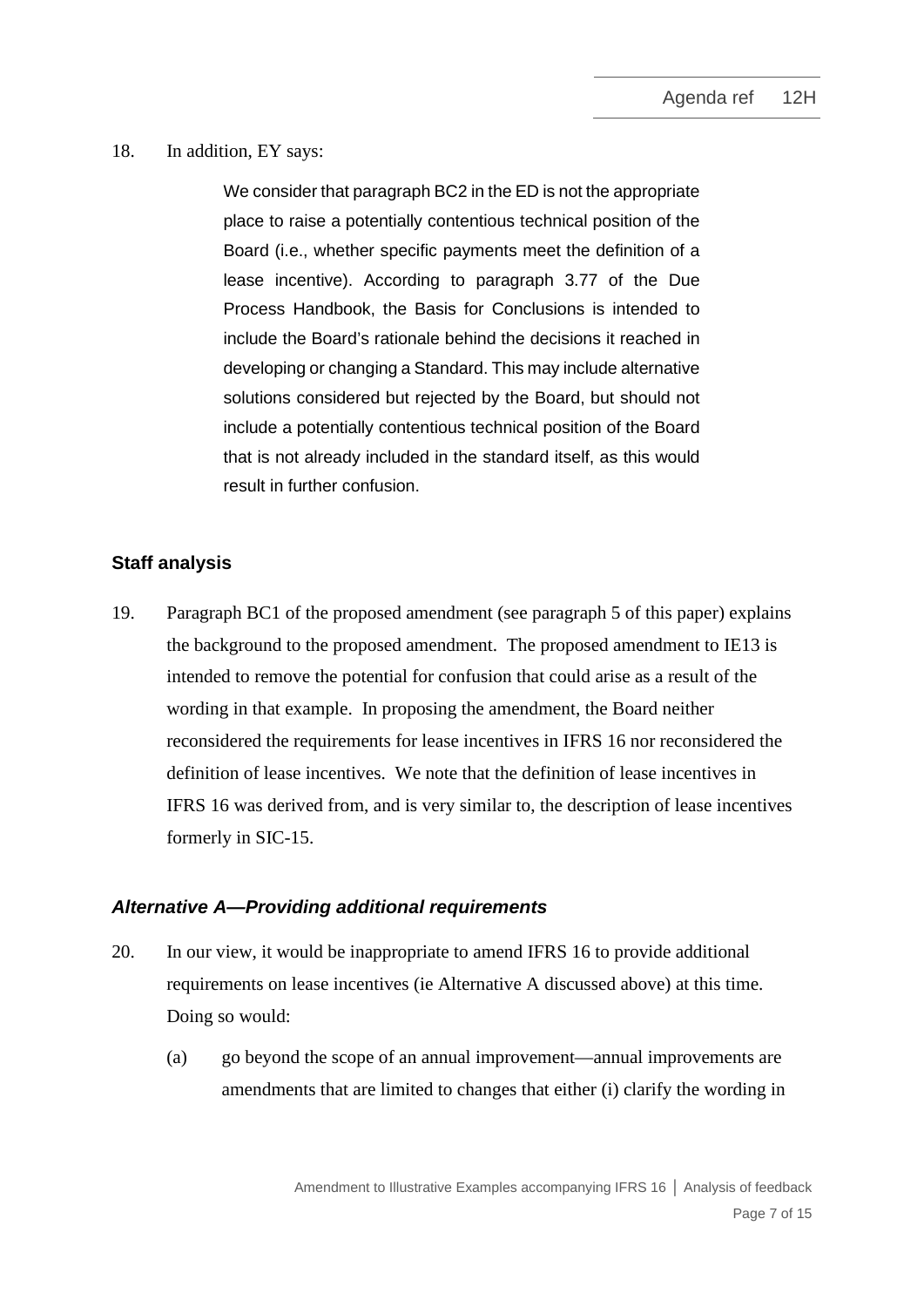18. In addition, EY says:

> We consider that paragraph BC2 in the ED is not the appropriate place to raise a potentially contentious technical position of the Board (i.e., whether specific payments meet the definition of a lease incentive). According to paragraph 3.77 of the Due Process Handbook, the Basis for Conclusions is intended to include the Board's rationale behind the decisions it reached in developing or changing a Standard. This may include alternative solutions considered but rejected by the Board, but should not include a potentially contentious technical position of the Board that is not already included in the standard itself, as this would result in further confusion.

## Staff analysis

19. Paragraph BC1 of the proposed amendment (see paragraph 5 of this paper) explains the background to the proposed amendment. The proposed amendment to IE13 is intended to remove the potential for confusion that could arise as a result of the wording in that example. In proposing the amendment, the Board neither reconsidered the requirements for lease incentives in IFRS 16 nor reconsidered the definition of lease incentives. We note that the definition of lease incentives in IFRS 16 was derived from, and is very similar to, the description of lease incentives formerly in SIC-15.

### *Alternative A—Providing additional requirements*

20. In our view, it would be inappropriate to amend IFRS 16 to provide additional requirements on lease incentives (ie Alternative A discussed above) at this time. Doing so would:

    (a) go beyond the scope of an annual improvement—annual improvements are amendments that are limited to changes that either (i) clarify the wording in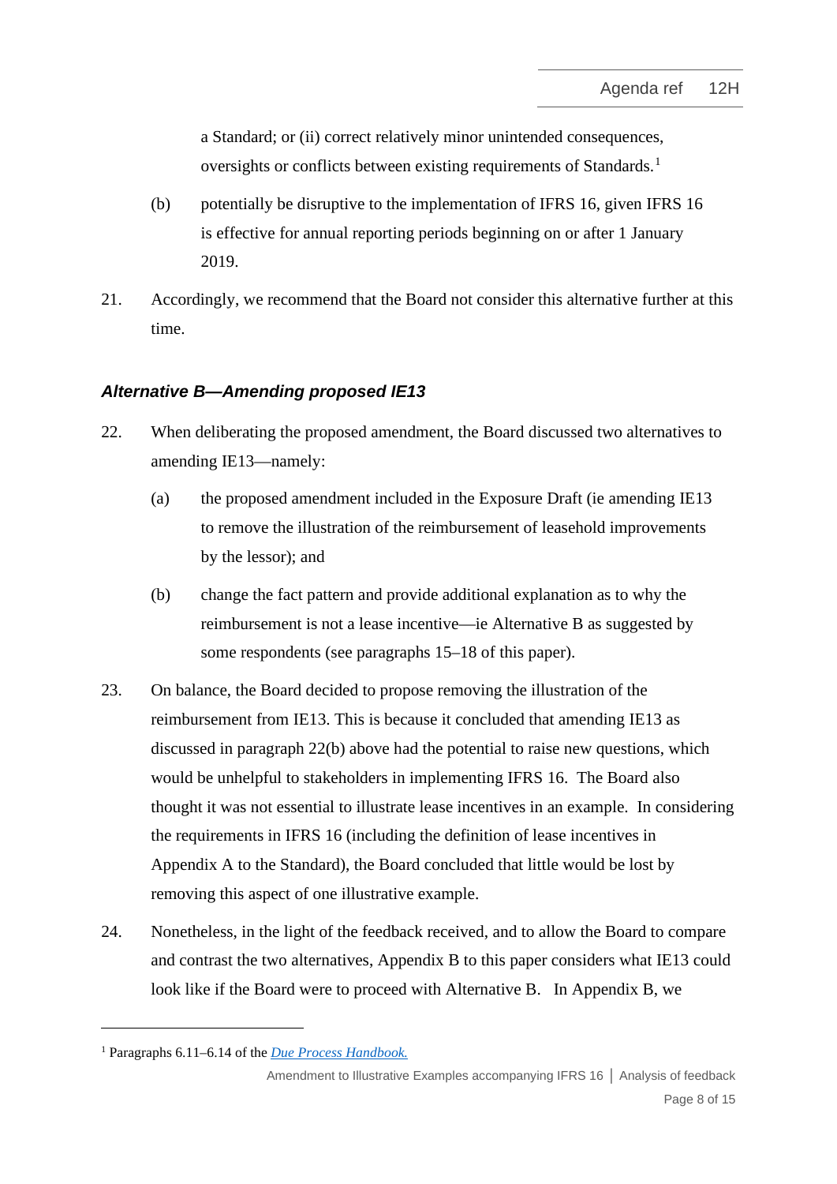a Standard; or (ii) correct relatively minor unintended consequences, oversights or conflicts between existing requirements of Standards.[1]

(b) potentially be disruptive to the implementation of IFRS 16, given IFRS 16 is effective for annual reporting periods beginning on or after 1 January 2019.

21. Accordingly, we recommend that the Board not consider this alternative further at this time.

### *Alternative B—Amending proposed IE13*

22. When deliberating the proposed amendment, the Board discussed two alternatives to amending IE13—namely:

    (a) the proposed amendment included in the Exposure Draft (ie amending IE13 to remove the illustration of the reimbursement of leasehold improvements by the lessor); and

    (b) change the fact pattern and provide additional explanation as to why the reimbursement is not a lease incentive—ie Alternative B as suggested by some respondents (see paragraphs 15–18 of this paper).

23. On balance, the Board decided to propose removing the illustration of the reimbursement from IE13. This is because it concluded that amending IE13 as discussed in paragraph 22(b) above had the potential to raise new questions, which would be unhelpful to stakeholders in implementing IFRS 16. The Board also thought it was not essential to illustrate lease incentives in an example. In considering the requirements in IFRS 16 (including the definition of lease incentives in Appendix A to the Standard), the Board concluded that little would be lost by removing this aspect of one illustrative example.

24. Nonetheless, in the light of the feedback received, and to allow the Board to compare and contrast the two alternatives, Appendix B to this paper considers what IE13 could look like if the Board were to proceed with Alternative B. In Appendix B, we

---

[1] Paragraphs 6.11–6.14 of the *Due Process Handbook.*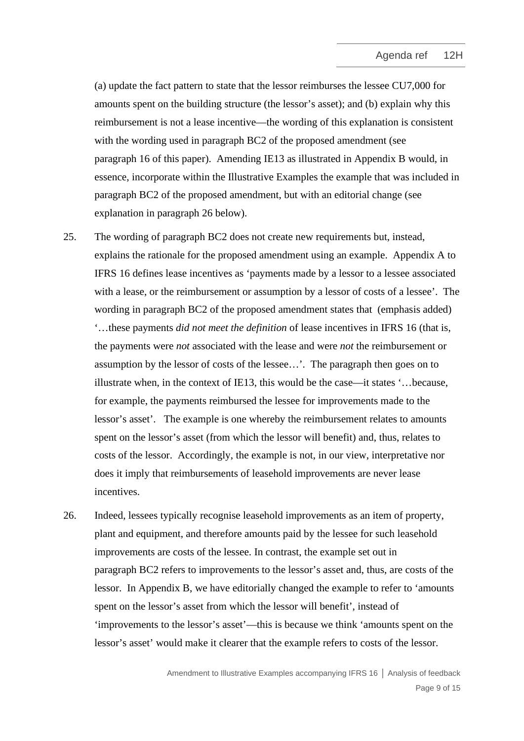(a) update the fact pattern to state that the lessor reimburses the lessee CU7,000 for amounts spent on the building structure (the lessor's asset); and (b) explain why this reimbursement is not a lease incentive—the wording of this explanation is consistent with the wording used in paragraph BC2 of the proposed amendment (see paragraph 16 of this paper). Amending IE13 as illustrated in Appendix B would, in essence, incorporate within the Illustrative Examples the example that was included in paragraph BC2 of the proposed amendment, but with an editorial change (see explanation in paragraph 26 below).

25. The wording of paragraph BC2 does not create new requirements but, instead, explains the rationale for the proposed amendment using an example. Appendix A to IFRS 16 defines lease incentives as 'payments made by a lessor to a lessee associated with a lease, or the reimbursement or assumption by a lessor of costs of a lessee'. The wording in paragraph BC2 of the proposed amendment states that (emphasis added) '…these payments *did not meet the definition* of lease incentives in IFRS 16 (that is, the payments were *not* associated with the lease and were *not* the reimbursement or assumption by the lessor of costs of the lessee…'. The paragraph then goes on to illustrate when, in the context of IE13, this would be the case—it states '…because, for example, the payments reimbursed the lessee for improvements made to the lessor's asset'. The example is one whereby the reimbursement relates to amounts spent on the lessor's asset (from which the lessor will benefit) and, thus, relates to costs of the lessor. Accordingly, the example is not, in our view, interpretative nor does it imply that reimbursements of leasehold improvements are never lease incentives.

26. Indeed, lessees typically recognise leasehold improvements as an item of property, plant and equipment, and therefore amounts paid by the lessee for such leasehold improvements are costs of the lessee. In contrast, the example set out in paragraph BC2 refers to improvements to the lessor's asset and, thus, are costs of the lessor. In Appendix B, we have editorially changed the example to refer to 'amounts spent on the lessor's asset from which the lessor will benefit', instead of 'improvements to the lessor's asset'—this is because we think 'amounts spent on the lessor's asset' would make it clearer that the example refers to costs of the lessor.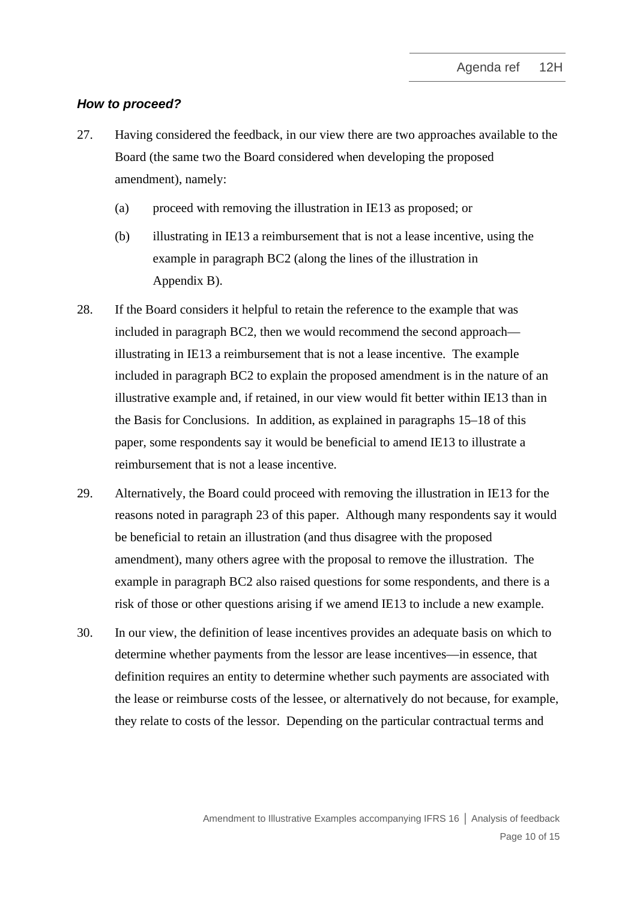### *How to proceed?*

27. Having considered the feedback, in our view there are two approaches available to the Board (the same two the Board considered when developing the proposed amendment), namely:

    (a) proceed with removing the illustration in IE13 as proposed; or

    (b) illustrating in IE13 a reimbursement that is not a lease incentive, using the example in paragraph BC2 (along the lines of the illustration in Appendix B).

28. If the Board considers it helpful to retain the reference to the example that was included in paragraph BC2, then we would recommend the second approach—illustrating in IE13 a reimbursement that is not a lease incentive. The example included in paragraph BC2 to explain the proposed amendment is in the nature of an illustrative example and, if retained, in our view would fit better within IE13 than in the Basis for Conclusions. In addition, as explained in paragraphs 15–18 of this paper, some respondents say it would be beneficial to amend IE13 to illustrate a reimbursement that is not a lease incentive.

29. Alternatively, the Board could proceed with removing the illustration in IE13 for the reasons noted in paragraph 23 of this paper. Although many respondents say it would be beneficial to retain an illustration (and thus disagree with the proposed amendment), many others agree with the proposal to remove the illustration. The example in paragraph BC2 also raised questions for some respondents, and there is a risk of those or other questions arising if we amend IE13 to include a new example.

30. In our view, the definition of lease incentives provides an adequate basis on which to determine whether payments from the lessor are lease incentives—in essence, that definition requires an entity to determine whether such payments are associated with the lease or reimburse costs of the lessee, or alternatively do not because, for example, they relate to costs of the lessor. Depending on the particular contractual terms and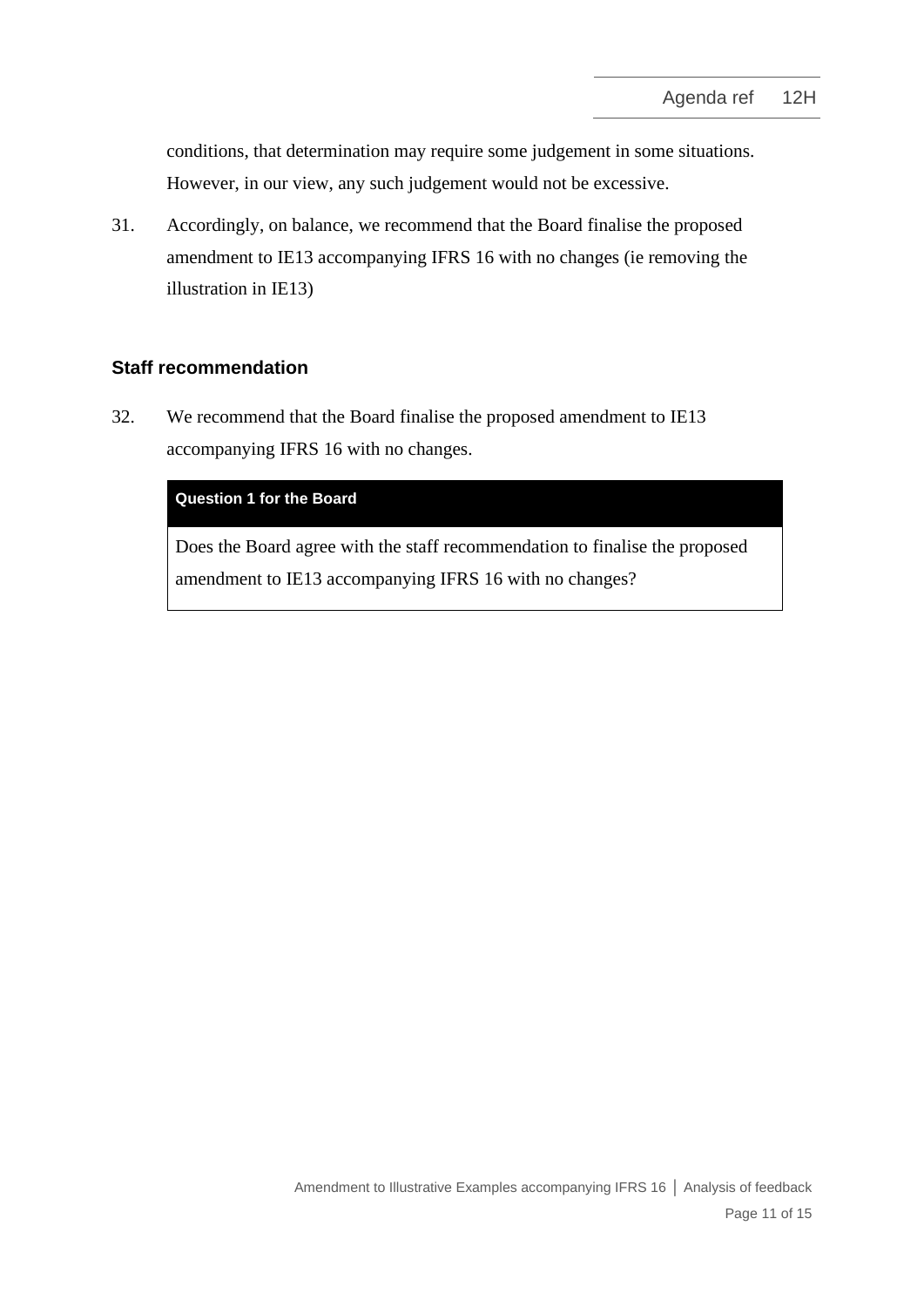conditions, that determination may require some judgement in some situations. However, in our view, any such judgement would not be excessive.

31. Accordingly, on balance, we recommend that the Board finalise the proposed amendment to IE13 accompanying IFRS 16 with no changes (ie removing the illustration in IE13)

## Staff recommendation

32. We recommend that the Board finalise the proposed amendment to IE13 accompanying IFRS 16 with no changes.

**Question 1 for the Board**

Does the Board agree with the staff recommendation to finalise the proposed amendment to IE13 accompanying IFRS 16 with no changes?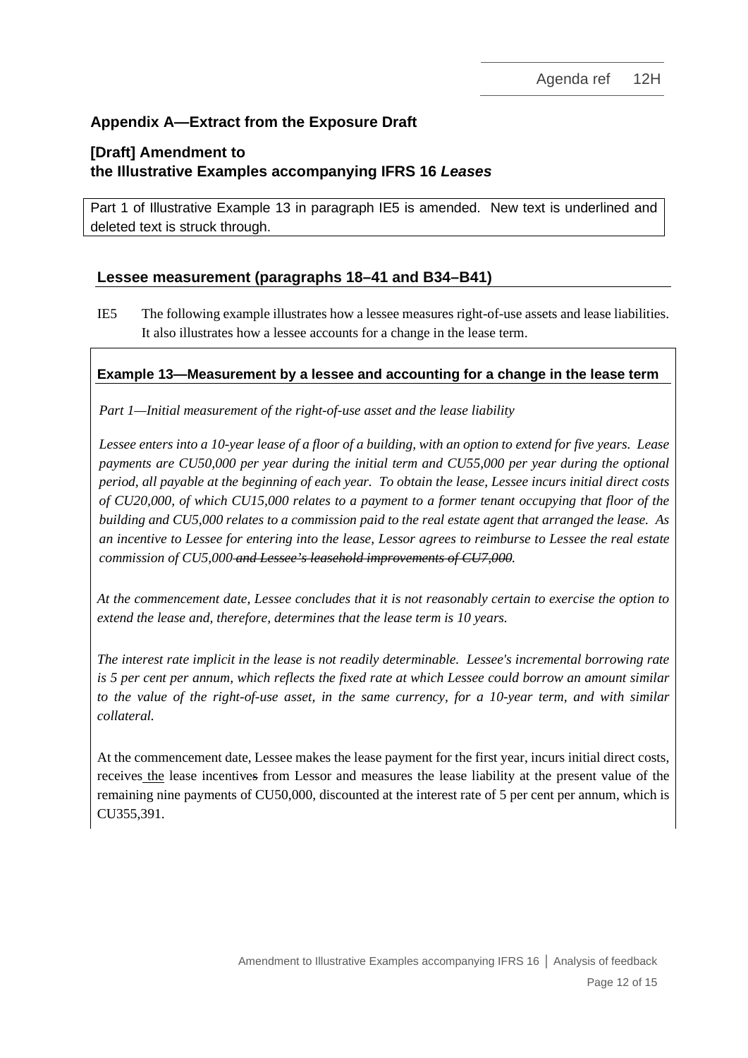## Appendix A—Extract from the Exposure Draft

### [Draft] Amendment to the Illustrative Examples accompanying IFRS 16 *Leases*

Part 1 of Illustrative Example 13 in paragraph IE5 is amended. New text is underlined and deleted text is struck through.

### Lessee measurement (paragraphs 18–41 and B34–B41)

IE5 The following example illustrates how a lessee measures right-of-use assets and lease liabilities. It also illustrates how a lessee accounts for a change in the lease term.

#### Example 13—Measurement by a lessee and accounting for a change in the lease term

*Part 1—Initial measurement of the right-of-use asset and the lease liability*

*Lessee enters into a 10-year lease of a floor of a building, with an option to extend for five years. Lease payments are CU50,000 per year during the initial term and CU55,000 per year during the optional period, all payable at the beginning of each year. To obtain the lease, Lessee incurs initial direct costs of CU20,000, of which CU15,000 relates to a payment to a former tenant occupying that floor of the building and CU5,000 relates to a commission paid to the real estate agent that arranged the lease. As an incentive to Lessee for entering into the lease, Lessor agrees to reimburse to Lessee the real estate commission of CU5,000 ~~and Lessee's leasehold improvements of CU7,000~~.*

*At the commencement date, Lessee concludes that it is not reasonably certain to exercise the option to extend the lease and, therefore, determines that the lease term is 10 years.*

*The interest rate implicit in the lease is not readily determinable. Lessee's incremental borrowing rate is 5 per cent per annum, which reflects the fixed rate at which Lessee could borrow an amount similar to the value of the right-of-use asset, in the same currency, for a 10-year term, and with similar collateral.*

At the commencement date, Lessee makes the lease payment for the first year, incurs initial direct costs, receives <u>the</u> lease incentive~~s~~ from Lessor and measures the lease liability at the present value of the remaining nine payments of CU50,000, discounted at the interest rate of 5 per cent per annum, which is CU355,391.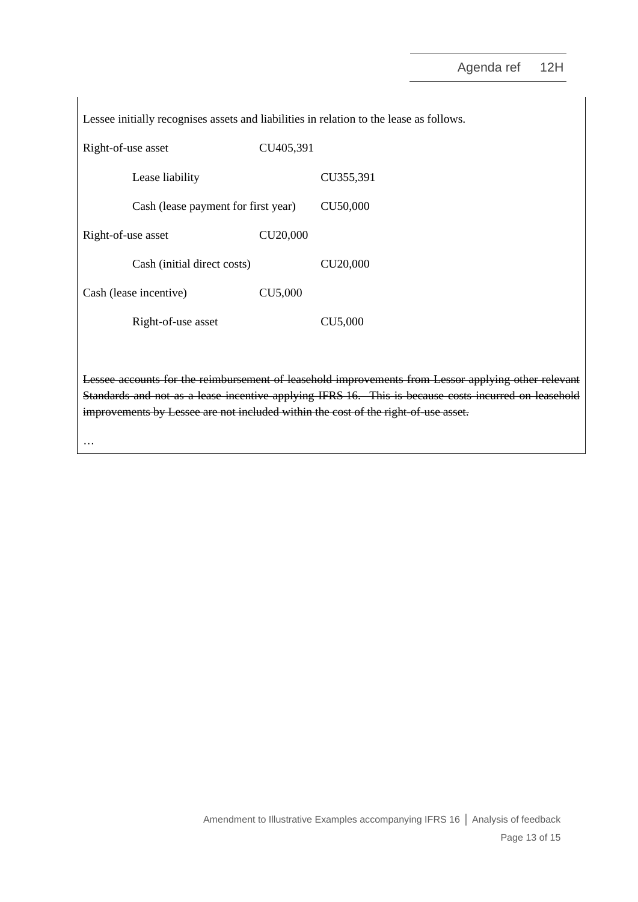Lessee initially recognises assets and liabilities in relation to the lease as follows.

| | | |
|---|---|---|
| Right-of-use asset | CU405,391 | |
| Lease liability | | CU355,391 |
| Cash (lease payment for first year) | | CU50,000 |
| Right-of-use asset | CU20,000 | |
| Cash (initial direct costs) | | CU20,000 |
| Cash (lease incentive) | CU5,000 | |
| Right-of-use asset | | CU5,000 |

~~Lessee accounts for the reimbursement of leasehold improvements from Lessor applying other relevant Standards and not as a lease incentive applying IFRS 16. This is because costs incurred on leasehold improvements by Lessee are not included within the cost of the right-of-use asset.~~

…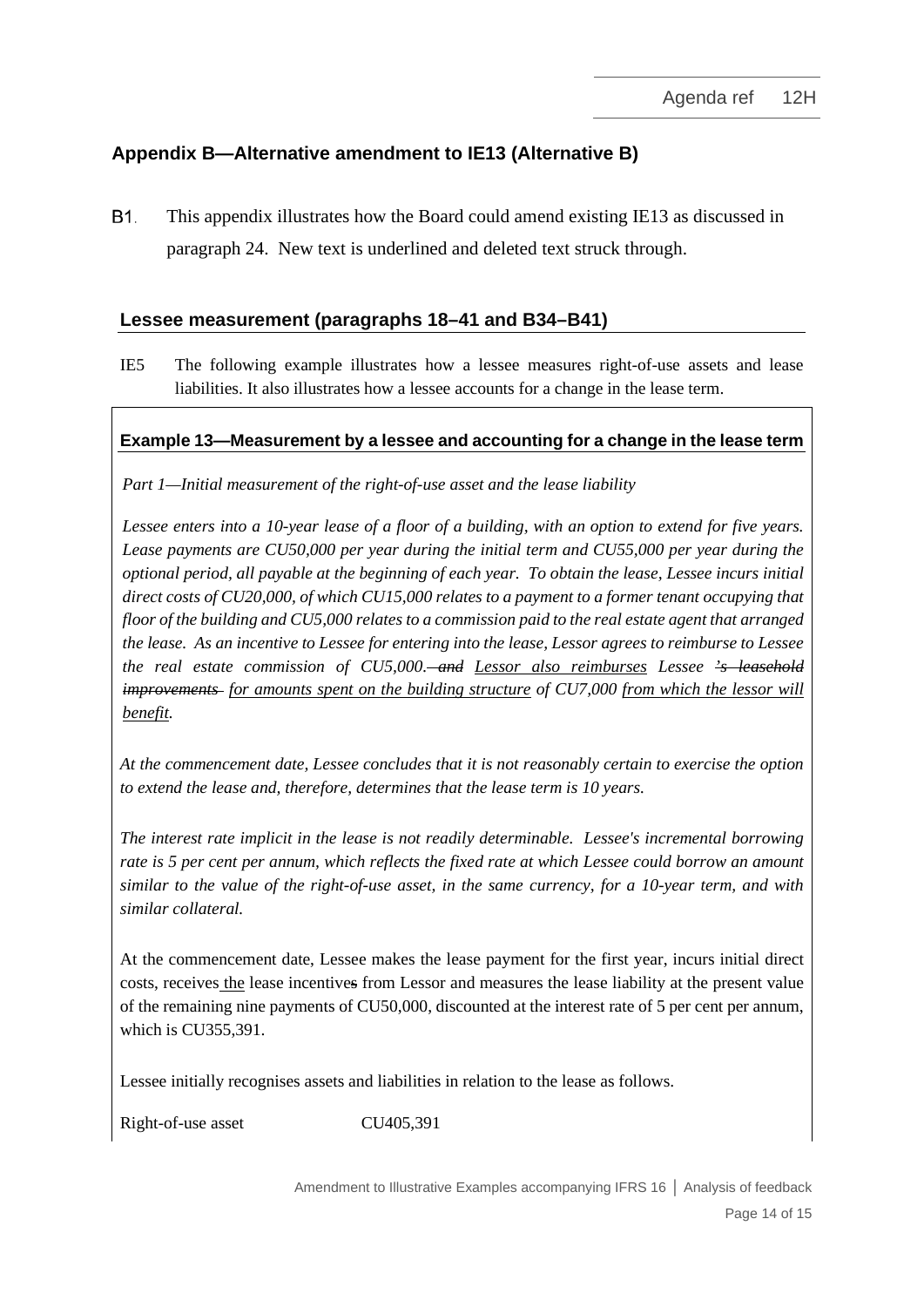## Appendix B—Alternative amendment to IE13 (Alternative B)

B1. This appendix illustrates how the Board could amend existing IE13 as discussed in paragraph 24. New text is underlined and deleted text struck through.

### Lessee measurement (paragraphs 18–41 and B34–B41)

IE5 The following example illustrates how a lessee measures right-of-use assets and lease liabilities. It also illustrates how a lessee accounts for a change in the lease term.

**Example 13—Measurement by a lessee and accounting for a change in the lease term**

*Part 1—Initial measurement of the right-of-use asset and the lease liability*

*Lessee enters into a 10-year lease of a floor of a building, with an option to extend for five years. Lease payments are CU50,000 per year during the initial term and CU55,000 per year during the optional period, all payable at the beginning of each year. To obtain the lease, Lessee incurs initial direct costs of CU20,000, of which CU15,000 relates to a payment to a former tenant occupying that floor of the building and CU5,000 relates to a commission paid to the real estate agent that arranged the lease. As an incentive to Lessee for entering into the lease, Lessor agrees to reimburse to Lessee the real estate commission of CU5,000.~~ and~~ <u>Lessor also reimburses</u> Lessee ~~'s leasehold improvements~~ <u>for amounts spent on the building structure</u> of CU7,000 <u>from which the lessor will benefit</u>.*

*At the commencement date, Lessee concludes that it is not reasonably certain to exercise the option to extend the lease and, therefore, determines that the lease term is 10 years.*

*The interest rate implicit in the lease is not readily determinable. Lessee's incremental borrowing rate is 5 per cent per annum, which reflects the fixed rate at which Lessee could borrow an amount similar to the value of the right-of-use asset, in the same currency, for a 10-year term, and with similar collateral.*

At the commencement date, Lessee makes the lease payment for the first year, incurs initial direct costs, receives <u>the</u> lease incentive~~s~~ from Lessor and measures the lease liability at the present value of the remaining nine payments of CU50,000, discounted at the interest rate of 5 per cent per annum, which is CU355,391.

Lessee initially recognises assets and liabilities in relation to the lease as follows.

Right-of-use asset CU405,391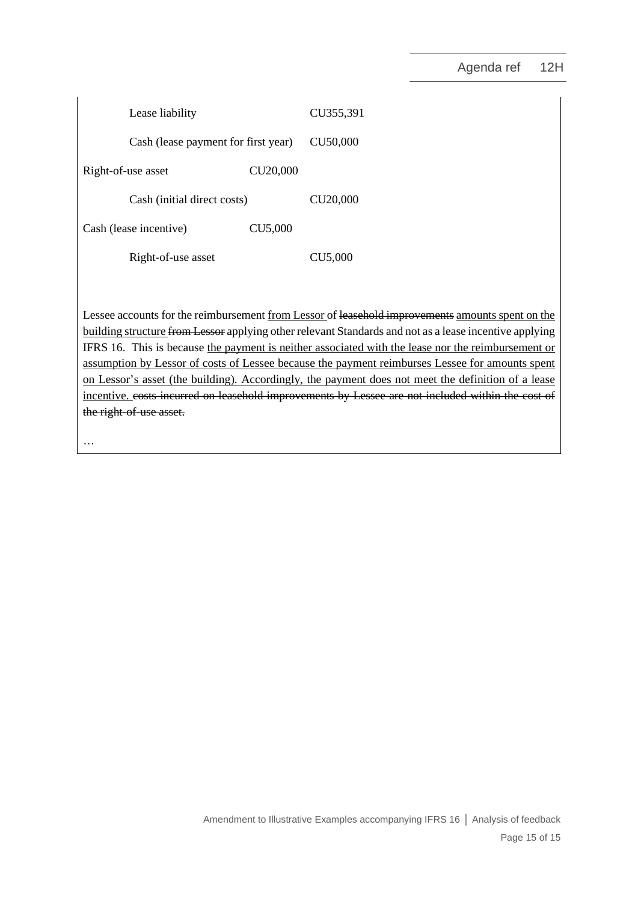| | | |
|---|---|---|
| Lease liability | | CU355,391 |
| Cash (lease payment for first year) | | CU50,000 |
| Right-of-use asset | CU20,000 | |
| Cash (initial direct costs) | | CU20,000 |
| Cash (lease incentive) | CU5,000 | |
| Right-of-use asset | | CU5,000 |

Lessee accounts for the reimbursement <u>from Lessor</u> of ~~leasehold improvements~~ <u>amounts spent on the building structure</u> ~~from Lessor~~ applying other relevant Standards and not as a lease incentive applying IFRS 16. This is because <u>the payment is neither associated with the lease nor the reimbursement or assumption by Lessor of costs of Lessee because the payment reimburses Lessee for amounts spent on Lessor's asset (the building). Accordingly, the payment does not meet the definition of a lease incentive.</u> ~~costs incurred on leasehold improvements by Lessee are not included within the cost of the right-of-use asset.~~

…